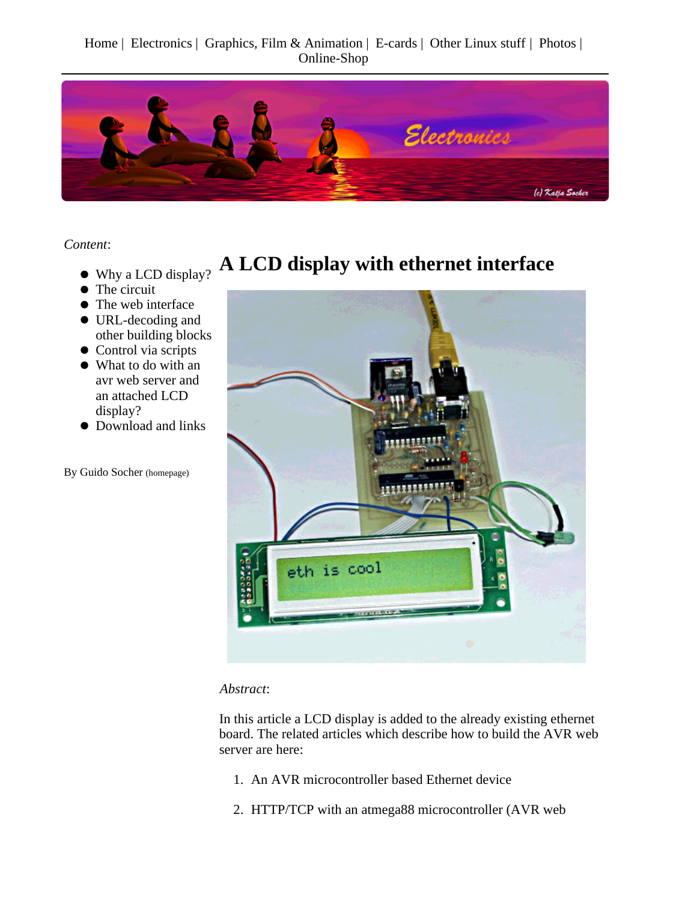Home | Electronics | Graphics, Film & Animation | E-cards | Other Linux stuff | Photos | Online-Shop

*Content*:

- Why a LCD display?
- The circuit
- The web interface
- URL-decoding and other building blocks
- Control via scripts
- What to do with an avr web server and an attached LCD display?
- Download and links

By Guido Socher (homepage)

# A LCD display with ethernet interface

*Abstract*:

In this article a LCD display is added to the already existing ethernet board. The related articles which describe how to build the AVR web server are here:

1. An AVR microcontroller based Ethernet device
2. HTTP/TCP with an atmega88 microcontroller (AVR web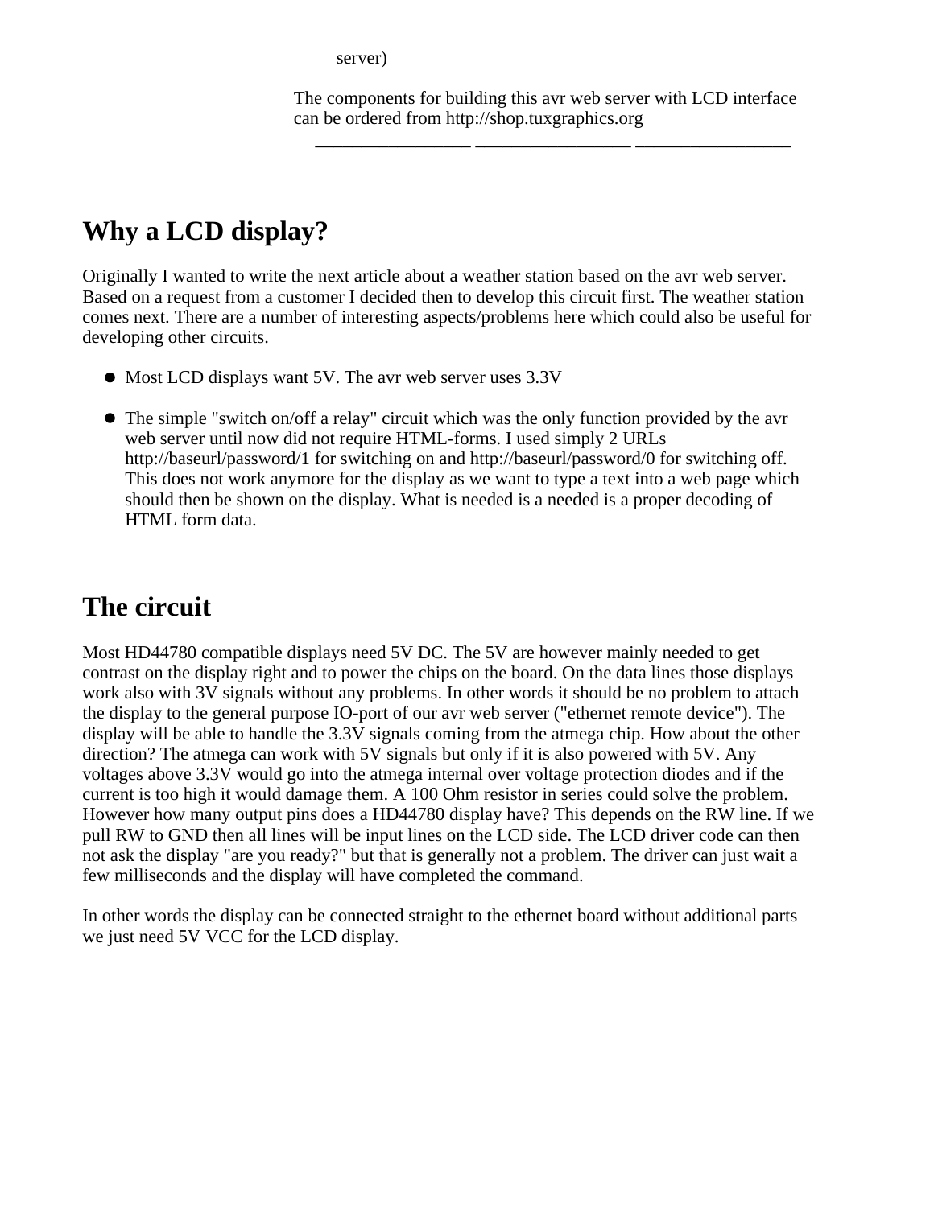server)

The components for building this avr web server with LCD interface can be ordered from http://shop.tuxgraphics.org

---

## Why a LCD display?

Originally I wanted to write the next article about a weather station based on the avr web server. Based on a request from a customer I decided then to develop this circuit first. The weather station comes next. There are a number of interesting aspects/problems here which could also be useful for developing other circuits.

- Most LCD displays want 5V. The avr web server uses 3.3V
- The simple "switch on/off a relay" circuit which was the only function provided by the avr web server until now did not require HTML-forms. I used simply 2 URLs http://baseurl/password/1 for switching on and http://baseurl/password/0 for switching off. This does not work anymore for the display as we want to type a text into a web page which should then be shown on the display. What is needed is a needed is a proper decoding of HTML form data.

## The circuit

Most HD44780 compatible displays need 5V DC. The 5V are however mainly needed to get contrast on the display right and to power the chips on the board. On the data lines those displays work also with 3V signals without any problems. In other words it should be no problem to attach the display to the general purpose IO-port of our avr web server ("ethernet remote device"). The display will be able to handle the 3.3V signals coming from the atmega chip. How about the other direction? The atmega can work with 5V signals but only if it is also powered with 5V. Any voltages above 3.3V would go into the atmega internal over voltage protection diodes and if the current is too high it would damage them. A 100 Ohm resistor in series could solve the problem. However how many output pins does a HD44780 display have? This depends on the RW line. If we pull RW to GND then all lines will be input lines on the LCD side. The LCD driver code can then not ask the display "are you ready?" but that is generally not a problem. The driver can just wait a few milliseconds and the display will have completed the command.

In other words the display can be connected straight to the ethernet board without additional parts we just need 5V VCC for the LCD display.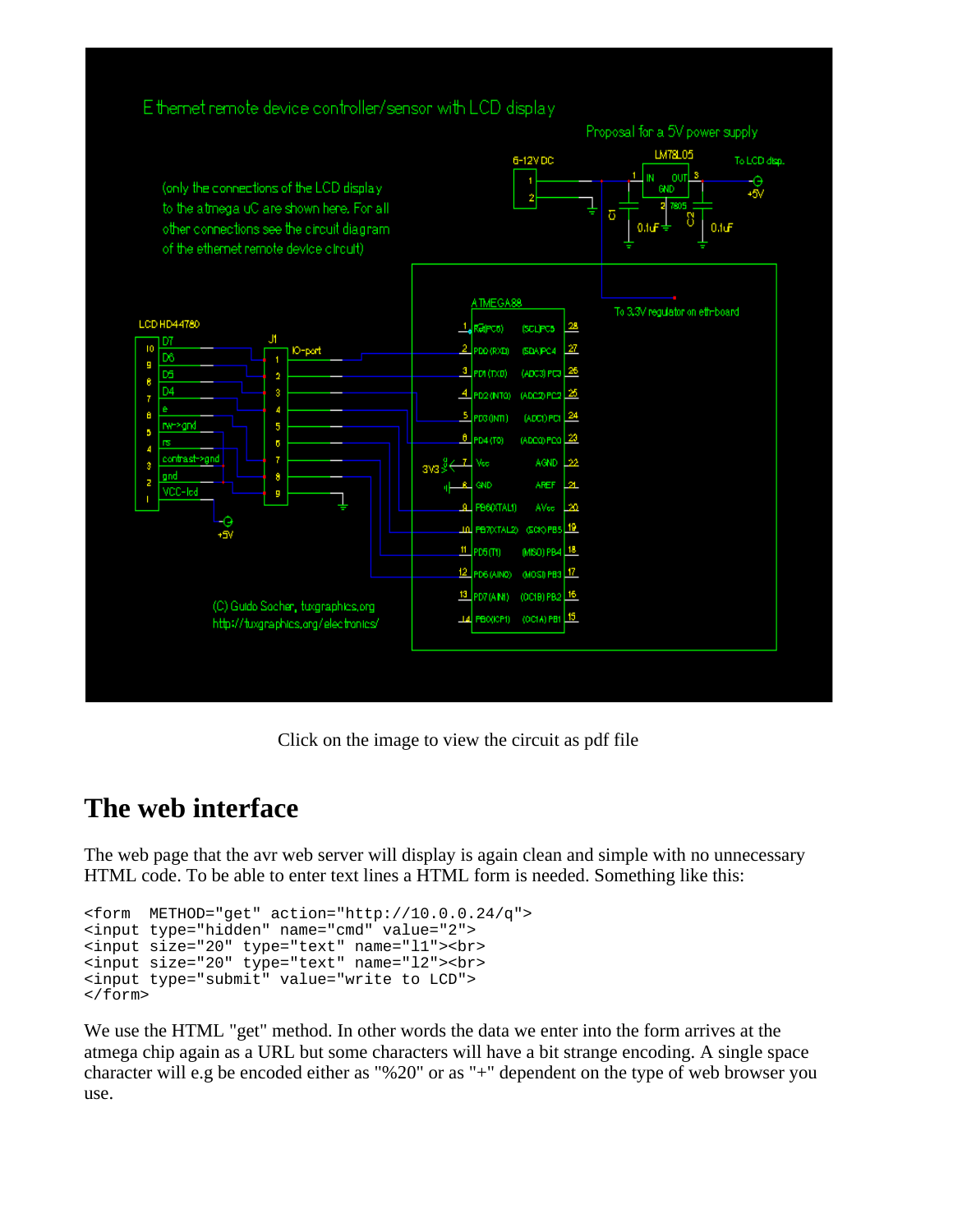Click on the image to view the circuit as pdf file

## The web interface

The web page that the avr web server will display is again clean and simple with no unnecessary HTML code. To be able to enter text lines a HTML form is needed. Something like this:

```
<form  METHOD="get" action="http://10.0.0.24/q">
<input type="hidden" name="cmd" value="2">
<input size="20" type="text" name="l1"><br>
<input size="20" type="text" name="l2"><br>
<input type="submit" value="write to LCD">
</form>
```

We use the HTML "get" method. In other words the data we enter into the form arrives at the atmega chip again as a URL but some characters will have a bit strange encoding. A single space character will e.g be encoded either as "%20" or as "+" dependent on the type of web browser you use.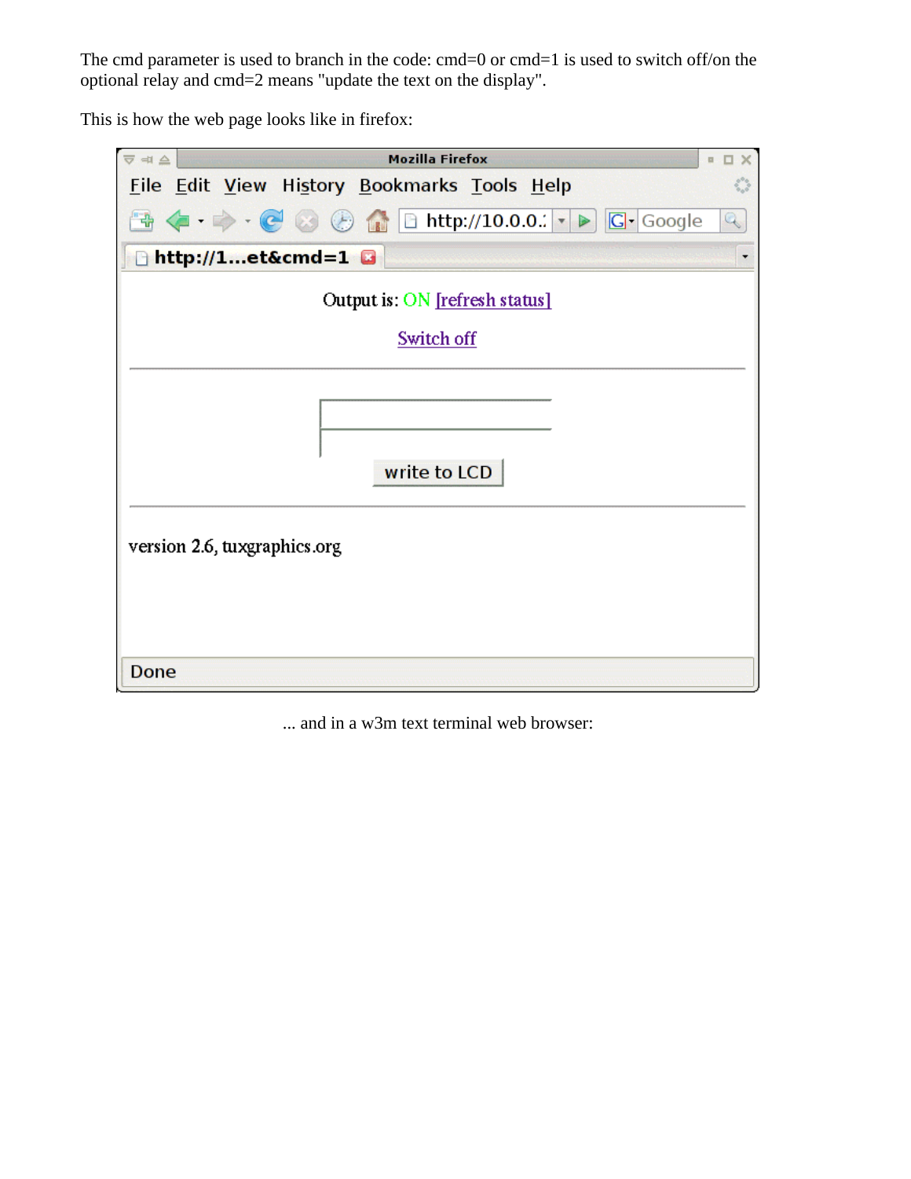The cmd parameter is used to branch in the code: cmd=0 or cmd=1 is used to switch off/on the optional relay and cmd=2 means "update the text on the display".

This is how the web page looks like in firefox:

... and in a w3m text terminal web browser: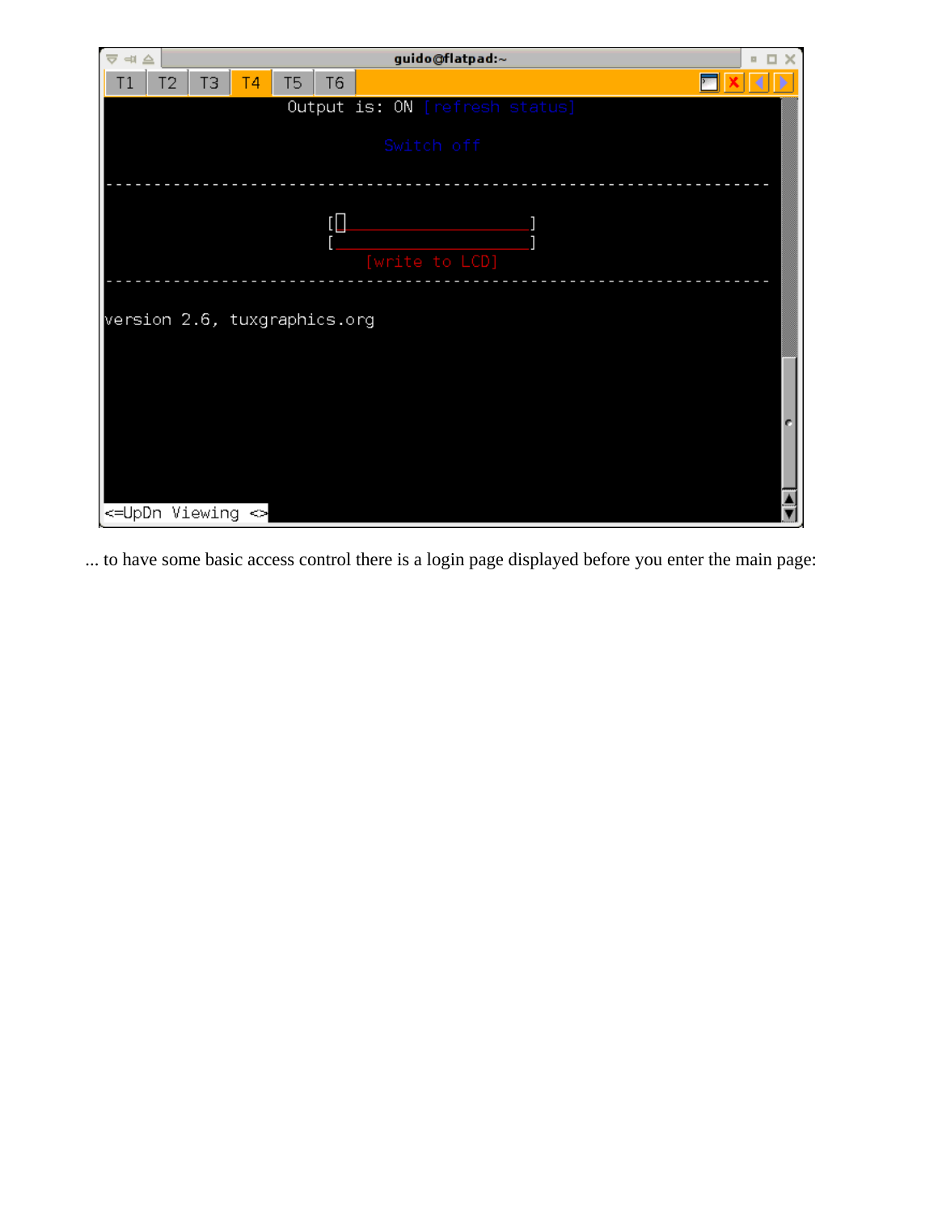```
guido@flatpad:~
T1 T2 T3 T4 T5 T6

                Output is: ON [refresh status]

                        Switch off

-------------------------------------------------------------------

                  [_____________________]
                  [_____________________]
                      [write to LCD]
-------------------------------------------------------------------

version 2.6, tuxgraphics.org

<=UpDn Viewing <>
```

... to have some basic access control there is a login page displayed before you enter the main page: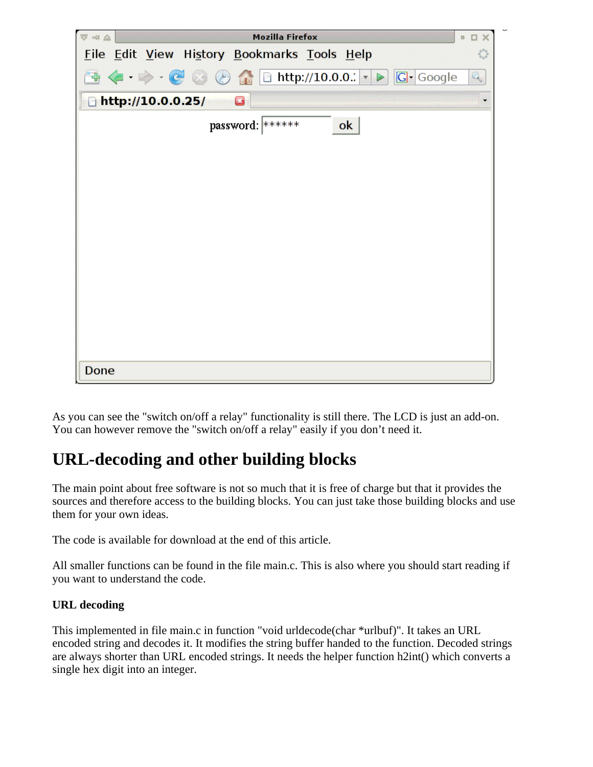As you can see the "switch on/off a relay" functionality is still there. The LCD is just an add-on. You can however remove the "switch on/off a relay" easily if you don't need it.

## URL-decoding and other building blocks

The main point about free software is not so much that it is free of charge but that it provides the sources and therefore access to the building blocks. You can just take those building blocks and use them for your own ideas.

The code is available for download at the end of this article.

All smaller functions can be found in the file main.c. This is also where you should start reading if you want to understand the code.

#### URL decoding

This implemented in file main.c in function "void urldecode(char *urlbuf)". It takes an URL encoded string and decodes it. It modifies the string buffer handed to the function. Decoded strings are always shorter than URL encoded strings. It needs the helper function h2int() which converts a single hex digit into an integer.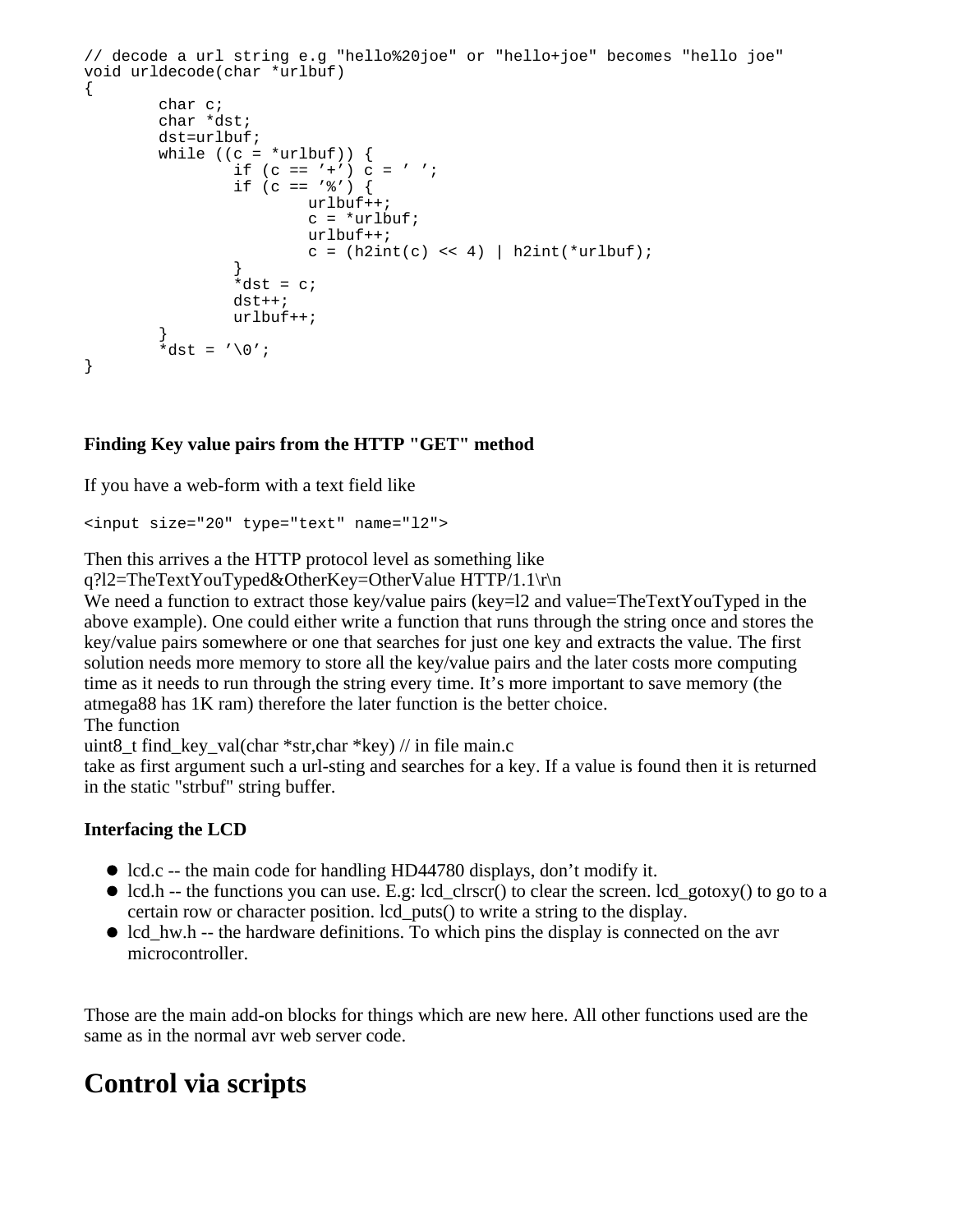```
// decode a url string e.g "hello%20joe" or "hello+joe" becomes "hello joe"
void urldecode(char *urlbuf)
{
        char c;
        char *dst;
        dst=urlbuf;
        while ((c = *urlbuf)) {
                if (c == '+') c = ' ';
                if (c == '%') {
                        urlbuf++;
                        c = *urlbuf;
                        urlbuf++;
                        c = (h2int(c) << 4) | h2int(*urlbuf);
                }
                *dst = c;
                dst++;
                urlbuf++;
        }
        *dst = '\0';
}
```

**Finding Key value pairs from the HTTP "GET" method**

If you have a web-form with a text field like

```
<input size="20" type="text" name="l2">
```

Then this arrives a the HTTP protocol level as something like
q?l2=TheTextYouTyped&OtherKey=OtherValue HTTP/1.1\r\n
We need a function to extract those key/value pairs (key=l2 and value=TheTextYouTyped in the above example). One could either write a function that runs through the string once and stores the key/value pairs somewhere or one that searches for just one key and extracts the value. The first solution needs more memory to store all the key/value pairs and the later costs more computing time as it needs to run through the string every time. It's more important to save memory (the atmega88 has 1K ram) therefore the later function is the better choice.
The function
uint8_t find_key_val(char *str,char *key) // in file main.c
take as first argument such a url-sting and searches for a key. If a value is found then it is returned in the static "strbuf" string buffer.

**Interfacing the LCD**

- lcd.c -- the main code for handling HD44780 displays, don't modify it.
- lcd.h -- the functions you can use. E.g: lcd_clrscr() to clear the screen. lcd_gotoxy() to go to a certain row or character position. lcd_puts() to write a string to the display.
- lcd_hw.h -- the hardware definitions. To which pins the display is connected on the avr microcontroller.

Those are the main add-on blocks for things which are new here. All other functions used are the same as in the normal avr web server code.

# Control via scripts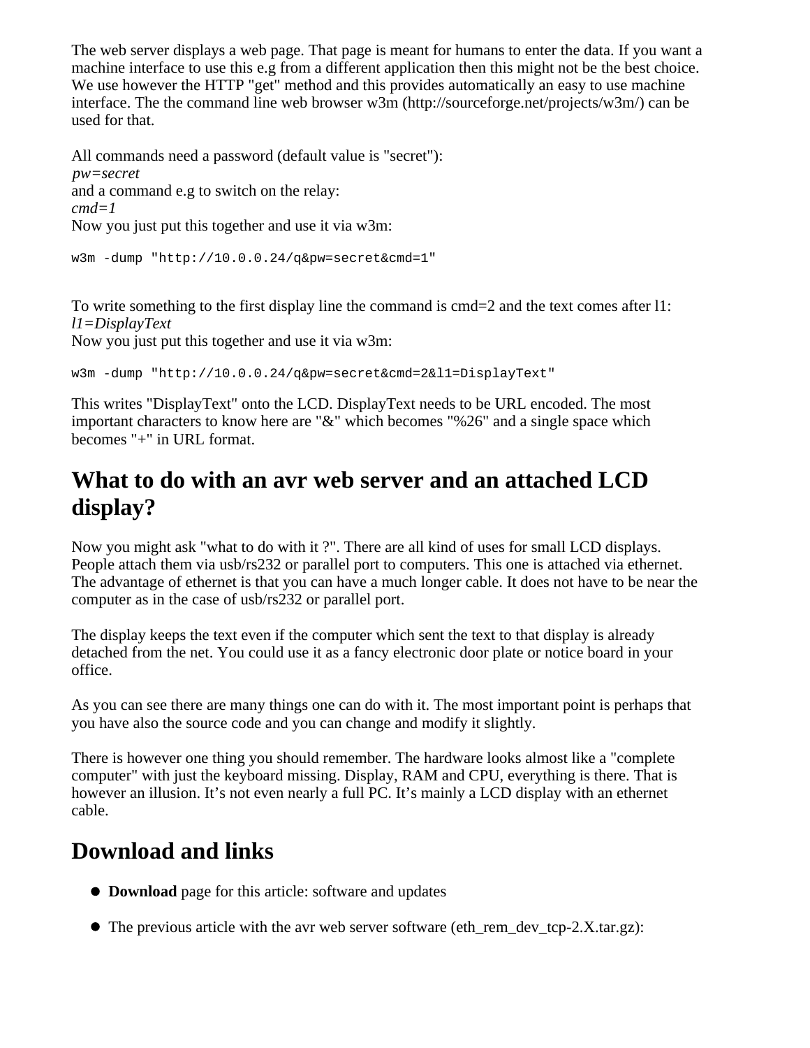The web server displays a web page. That page is meant for humans to enter the data. If you want a machine interface to use this e.g from a different application then this might not be the best choice. We use however the HTTP "get" method and this provides automatically an easy to use machine interface. The the command line web browser w3m (http://sourceforge.net/projects/w3m/) can be used for that.

All commands need a password (default value is "secret"):
*pw=secret*
and a command e.g to switch on the relay:
*cmd=1*
Now you just put this together and use it via w3m:

```
w3m -dump "http://10.0.0.24/q&pw=secret&cmd=1"
```

To write something to the first display line the command is cmd=2 and the text comes after l1:
*l1=DisplayText*
Now you just put this together and use it via w3m:

```
w3m -dump "http://10.0.0.24/q&pw=secret&cmd=2&l1=DisplayText"
```

This writes "DisplayText" onto the LCD. DisplayText needs to be URL encoded. The most important characters to know here are "&" which becomes "%26" and a single space which becomes "+" in URL format.

## What to do with an avr web server and an attached LCD display?

Now you might ask "what to do with it ?". There are all kind of uses for small LCD displays. People attach them via usb/rs232 or parallel port to computers. This one is attached via ethernet. The advantage of ethernet is that you can have a much longer cable. It does not have to be near the computer as in the case of usb/rs232 or parallel port.

The display keeps the text even if the computer which sent the text to that display is already detached from the net. You could use it as a fancy electronic door plate or notice board in your office.

As you can see there are many things one can do with it. The most important point is perhaps that you have also the source code and you can change and modify it slightly.

There is however one thing you should remember. The hardware looks almost like a "complete computer" with just the keyboard missing. Display, RAM and CPU, everything is there. That is however an illusion. It's not even nearly a full PC. It's mainly a LCD display with an ethernet cable.

## Download and links

- **Download** page for this article: software and updates
- The previous article with the avr web server software (eth_rem_dev_tcp-2.X.tar.gz):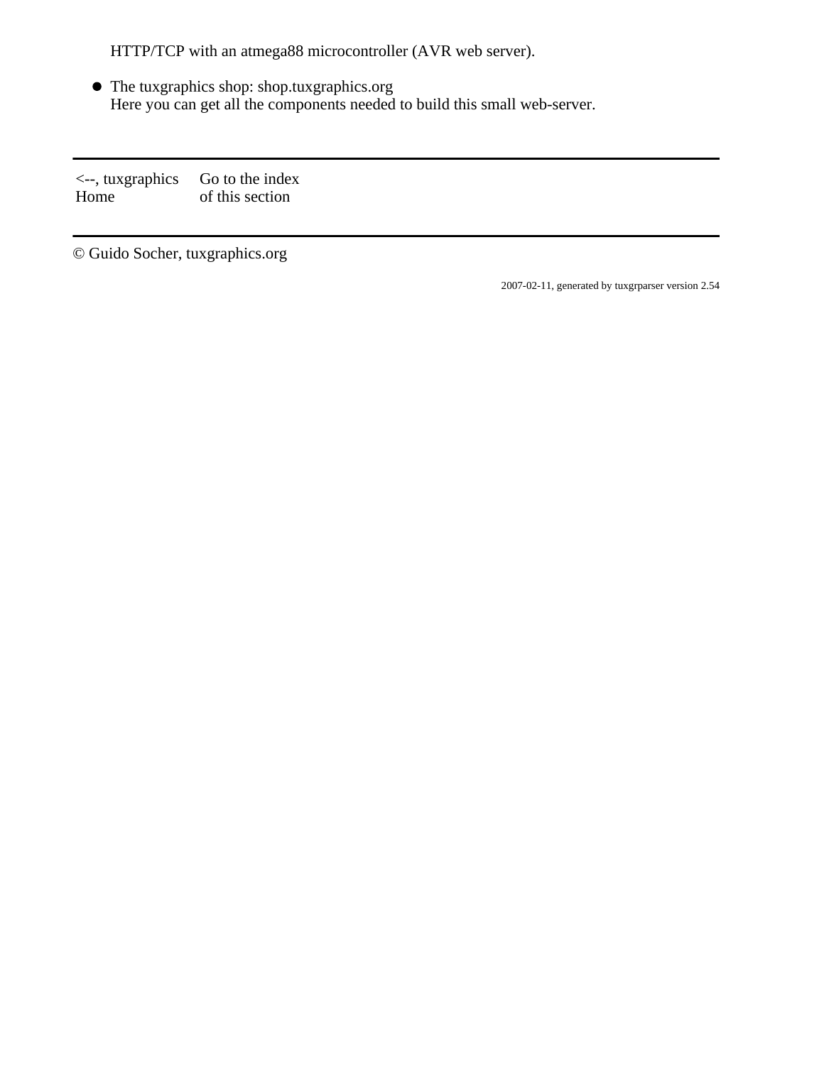HTTP/TCP with an atmega88 microcontroller (AVR web server).

- The tuxgraphics shop: shop.tuxgraphics.org
  Here you can get all the components needed to build this small web-server.

---

| | |
|---|---|
| <--, tuxgraphics Home | Go to the index of this section |

---

© Guido Socher, tuxgraphics.org

2007-02-11, generated by tuxgrparser version 2.54